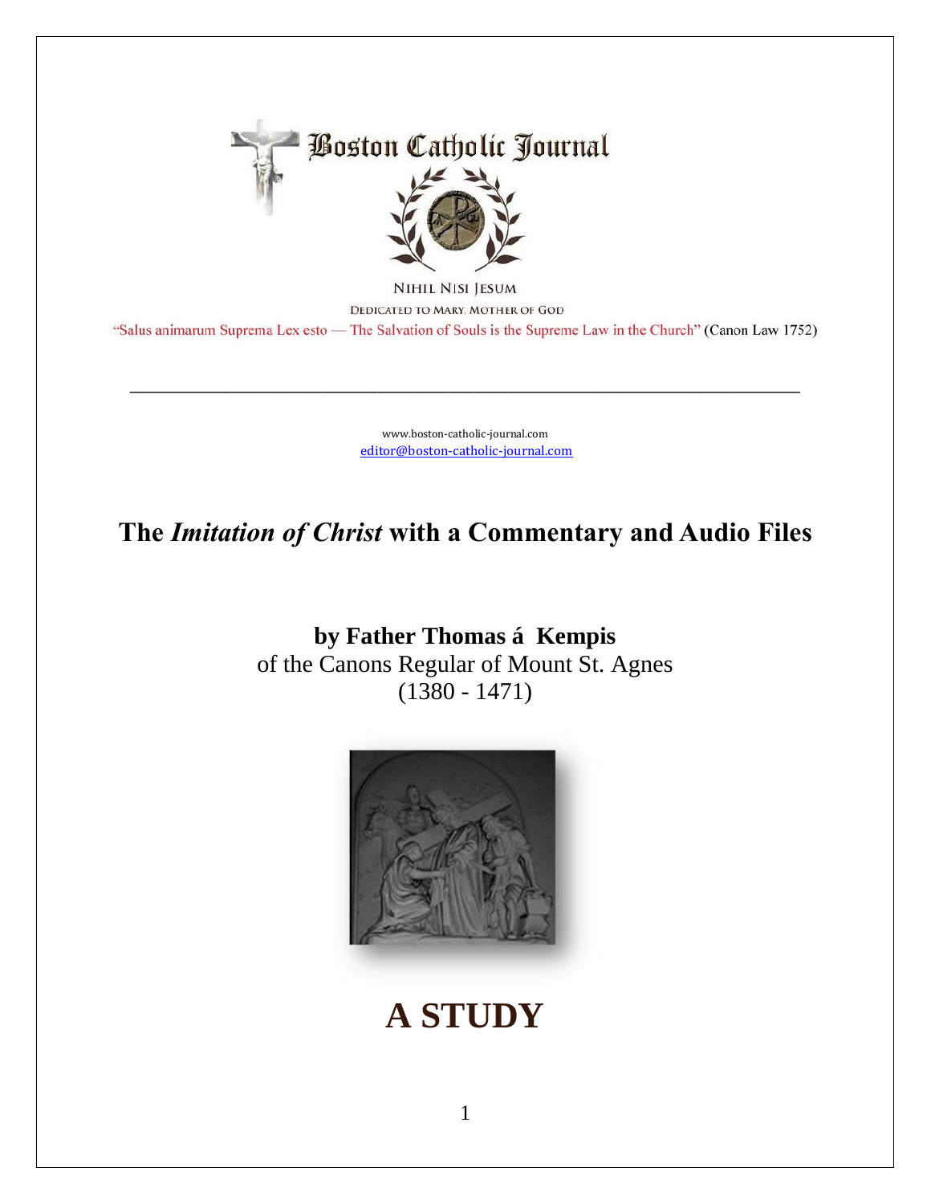Boston Catholic Journal

NIHIL NISI JESUM

DEDICATED TO MARY, MOTHER OF GOD

"Salus animarum Suprema Lex esto — The Salvation of Souls is the Supreme Law in the Church" (Canon Law 1752)

---

www.boston-catholic-journal.com

editor@boston-catholic-journal.com

# The *Imitation of Christ* with a Commentary and Audio Files

**by Father Thomas á Kempis**

of the Canons Regular of Mount St. Agnes

(1380 - 1471)

# A STUDY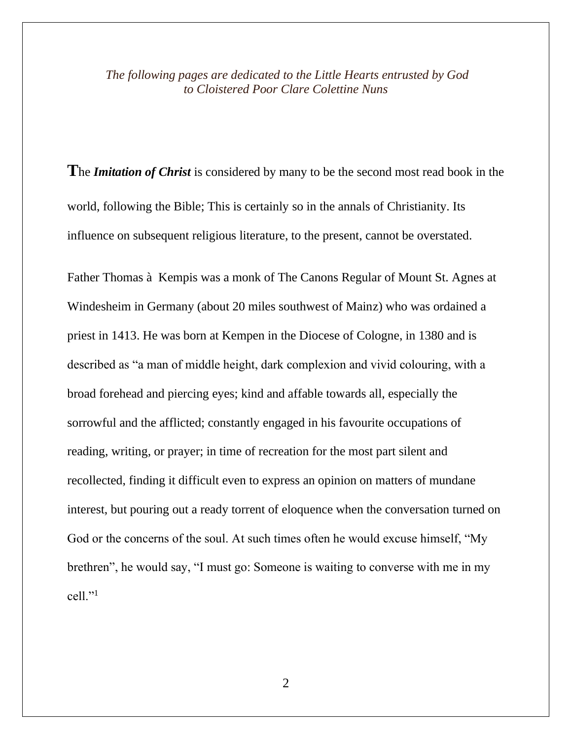*The following pages are dedicated to the Little Hearts entrusted by God to Cloistered Poor Clare Colettine Nuns*

The ***Imitation of Christ*** is considered by many to be the second most read book in the world, following the Bible; This is certainly so in the annals of Christianity. Its influence on subsequent religious literature, to the present, cannot be overstated.

Father Thomas à Kempis was a monk of The Canons Regular of Mount St. Agnes at Windesheim in Germany (about 20 miles southwest of Mainz) who was ordained a priest in 1413. He was born at Kempen in the Diocese of Cologne, in 1380 and is described as "a man of middle height, dark complexion and vivid colouring, with a broad forehead and piercing eyes; kind and affable towards all, especially the sorrowful and the afflicted; constantly engaged in his favourite occupations of reading, writing, or prayer; in time of recreation for the most part silent and recollected, finding it difficult even to express an opinion on matters of mundane interest, but pouring out a ready torrent of eloquence when the conversation turned on God or the concerns of the soul. At such times often he would excuse himself, "My brethren", he would say, "I must go: Someone is waiting to converse with me in my cell."[1]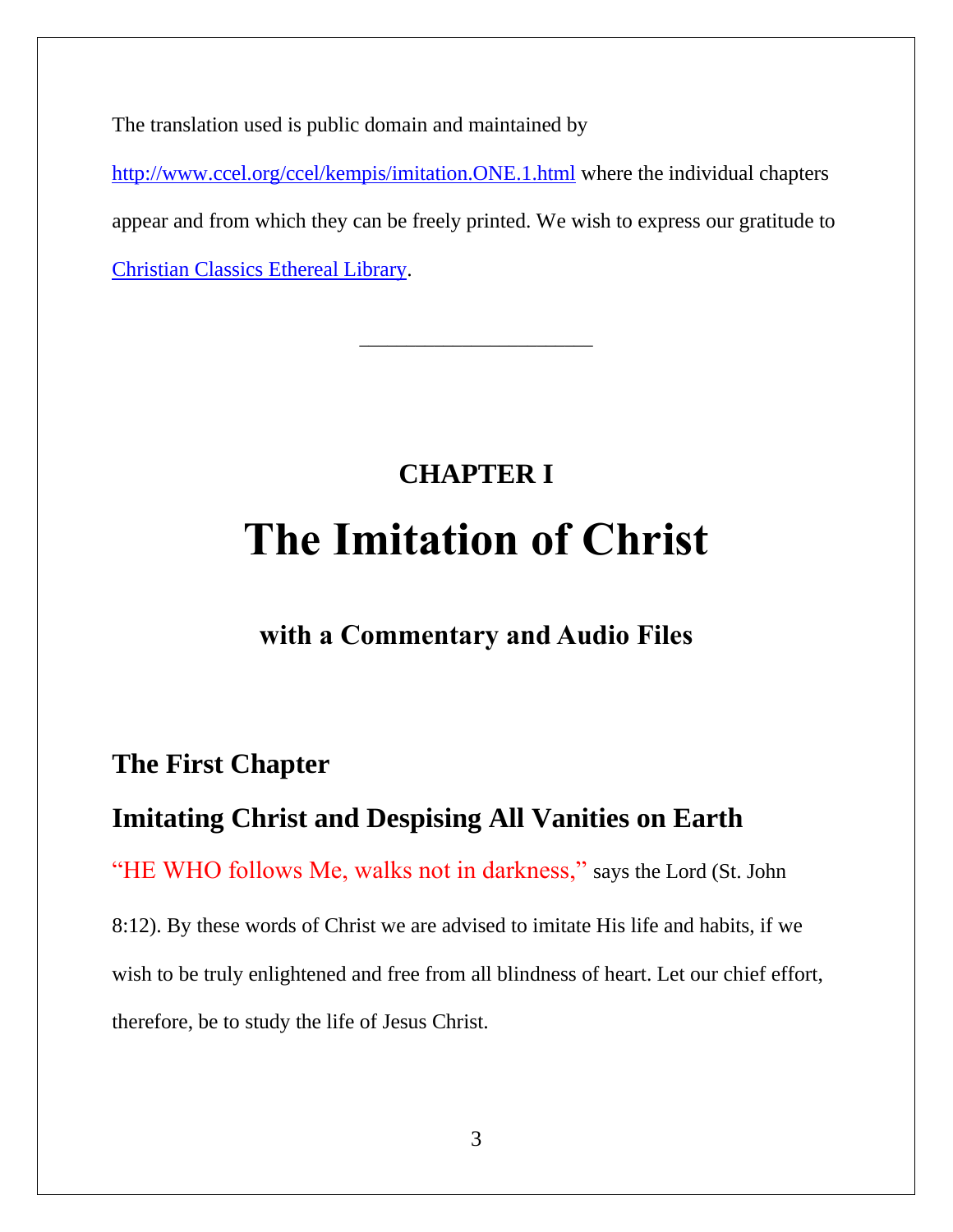The translation used is public domain and maintained by [http://www.ccel.org/ccel/kempis/imitation.ONE.1.html](http://www.ccel.org/ccel/kempis/imitation.ONE.1.html) where the individual chapters appear and from which they can be freely printed. We wish to express our gratitude to [Christian Classics Ethereal Library](http://www.ccel.org).

---

## CHAPTER I

# The Imitation of Christ

### with a Commentary and Audio Files

## The First Chapter

## Imitating Christ and Despising All Vanities on Earth

"HE WHO follows Me, walks not in darkness," says the Lord (St. John 8:12). By these words of Christ we are advised to imitate His life and habits, if we wish to be truly enlightened and free from all blindness of heart. Let our chief effort, therefore, be to study the life of Jesus Christ.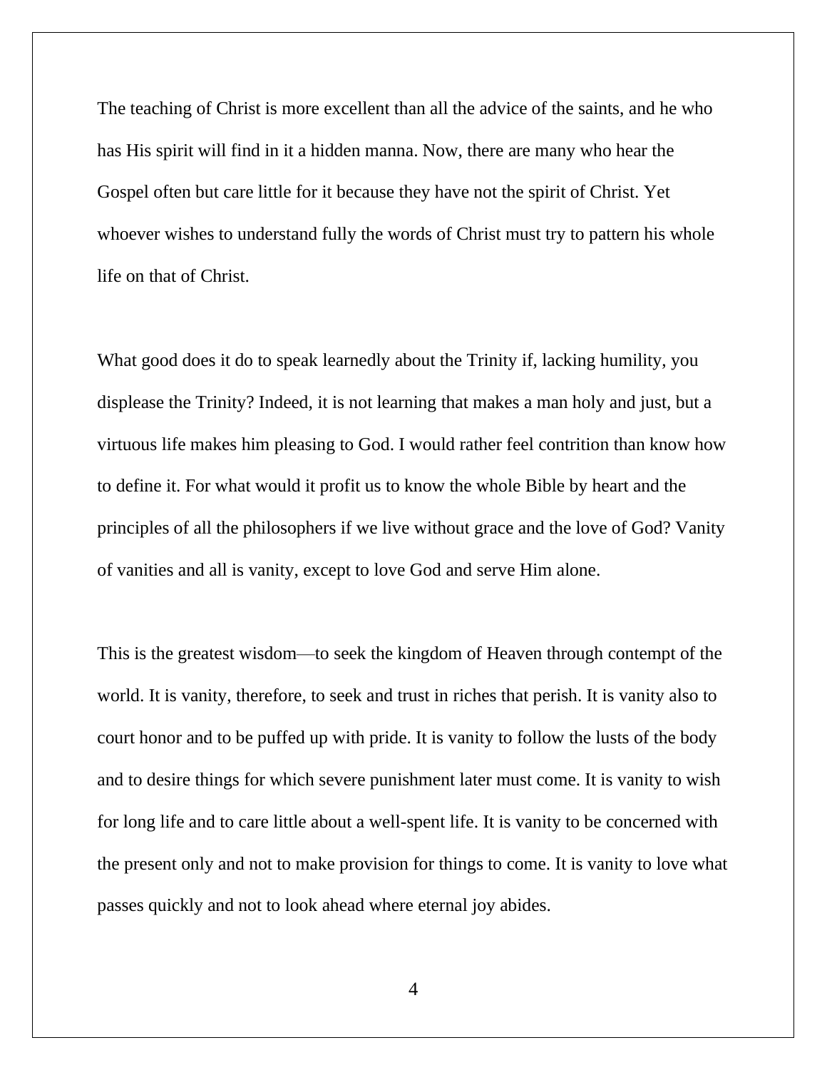The teaching of Christ is more excellent than all the advice of the saints, and he who has His spirit will find in it a hidden manna. Now, there are many who hear the Gospel often but care little for it because they have not the spirit of Christ. Yet whoever wishes to understand fully the words of Christ must try to pattern his whole life on that of Christ.

What good does it do to speak learnedly about the Trinity if, lacking humility, you displease the Trinity? Indeed, it is not learning that makes a man holy and just, but a virtuous life makes him pleasing to God. I would rather feel contrition than know how to define it. For what would it profit us to know the whole Bible by heart and the principles of all the philosophers if we live without grace and the love of God? Vanity of vanities and all is vanity, except to love God and serve Him alone.

This is the greatest wisdom—to seek the kingdom of Heaven through contempt of the world. It is vanity, therefore, to seek and trust in riches that perish. It is vanity also to court honor and to be puffed up with pride. It is vanity to follow the lusts of the body and to desire things for which severe punishment later must come. It is vanity to wish for long life and to care little about a well-spent life. It is vanity to be concerned with the present only and not to make provision for things to come. It is vanity to love what passes quickly and not to look ahead where eternal joy abides.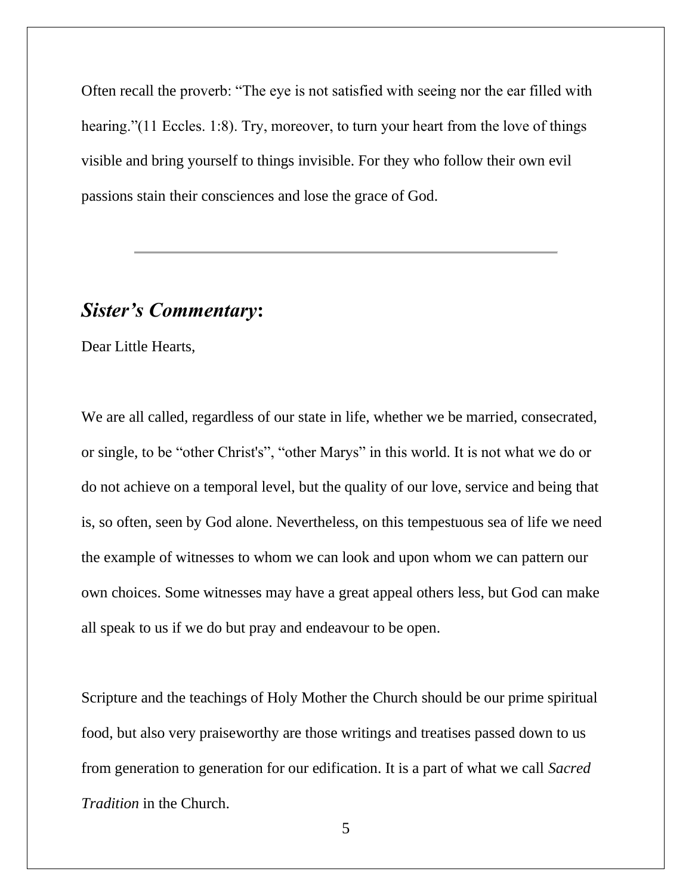Often recall the proverb: “The eye is not satisfied with seeing nor the ear filled with hearing.”(11 Eccles. 1:8). Try, moreover, to turn your heart from the love of things visible and bring yourself to things invisible. For they who follow their own evil passions stain their consciences and lose the grace of God.

---

## ***Sister’s Commentary*:**

Dear Little Hearts,

We are all called, regardless of our state in life, whether we be married, consecrated, or single, to be “other Christ's”, “other Marys” in this world. It is not what we do or do not achieve on a temporal level, but the quality of our love, service and being that is, so often, seen by God alone. Nevertheless, on this tempestuous sea of life we need the example of witnesses to whom we can look and upon whom we can pattern our own choices. Some witnesses may have a great appeal others less, but God can make all speak to us if we do but pray and endeavour to be open.

Scripture and the teachings of Holy Mother the Church should be our prime spiritual food, but also very praiseworthy are those writings and treatises passed down to us from generation to generation for our edification. It is a part of what we call *Sacred Tradition* in the Church.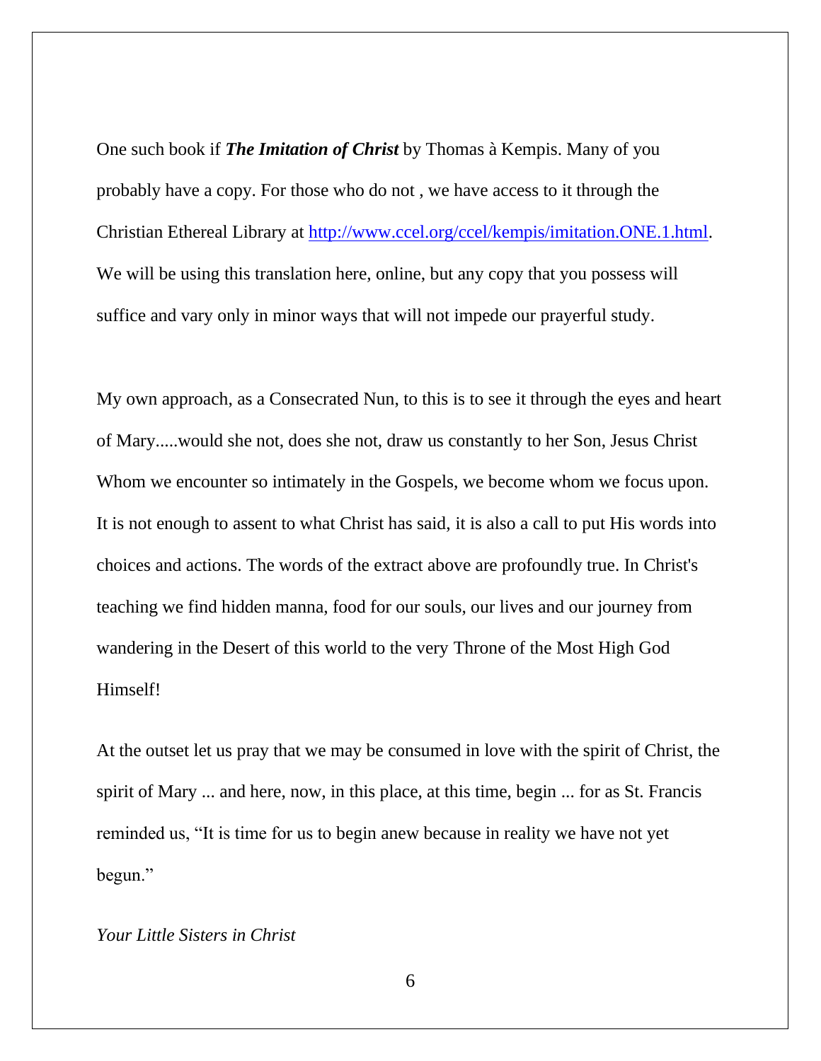One such book if ***The Imitation of Christ*** by Thomas à Kempis. Many of you probably have a copy. For those who do not , we have access to it through the Christian Ethereal Library at [http://www.ccel.org/ccel/kempis/imitation.ONE.1.html](http://www.ccel.org/ccel/kempis/imitation.ONE.1.html). We will be using this translation here, online, but any copy that you possess will suffice and vary only in minor ways that will not impede our prayerful study.

My own approach, as a Consecrated Nun, to this is to see it through the eyes and heart of Mary.....would she not, does she not, draw us constantly to her Son, Jesus Christ Whom we encounter so intimately in the Gospels, we become whom we focus upon. It is not enough to assent to what Christ has said, it is also a call to put His words into choices and actions. The words of the extract above are profoundly true. In Christ's teaching we find hidden manna, food for our souls, our lives and our journey from wandering in the Desert of this world to the very Throne of the Most High God Himself!

At the outset let us pray that we may be consumed in love with the spirit of Christ, the spirit of Mary ... and here, now, in this place, at this time, begin ... for as St. Francis reminded us, "It is time for us to begin anew because in reality we have not yet begun."

*Your Little Sisters in Christ*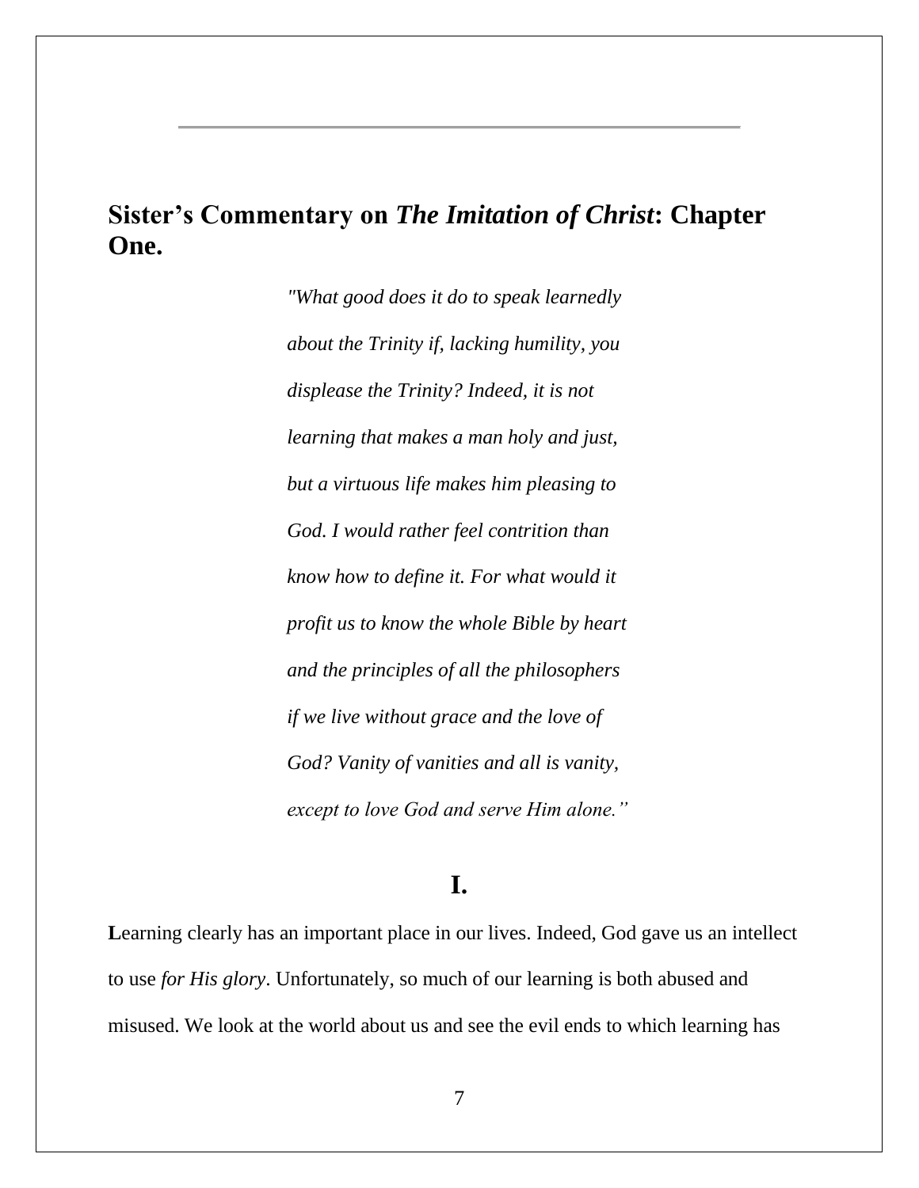## Sister's Commentary on *The Imitation of Christ*: Chapter One.

> *"What good does it do to speak learnedly about the Trinity if, lacking humility, you displease the Trinity? Indeed, it is not learning that makes a man holy and just, but a virtuous life makes him pleasing to God. I would rather feel contrition than know how to define it. For what would it profit us to know the whole Bible by heart and the principles of all the philosophers if we live without grace and the love of God? Vanity of vanities and all is vanity, except to love God and serve Him alone."*

### I.

**L**earning clearly has an important place in our lives. Indeed, God gave us an intellect to use *for His glory*. Unfortunately, so much of our learning is both abused and misused. We look at the world about us and see the evil ends to which learning has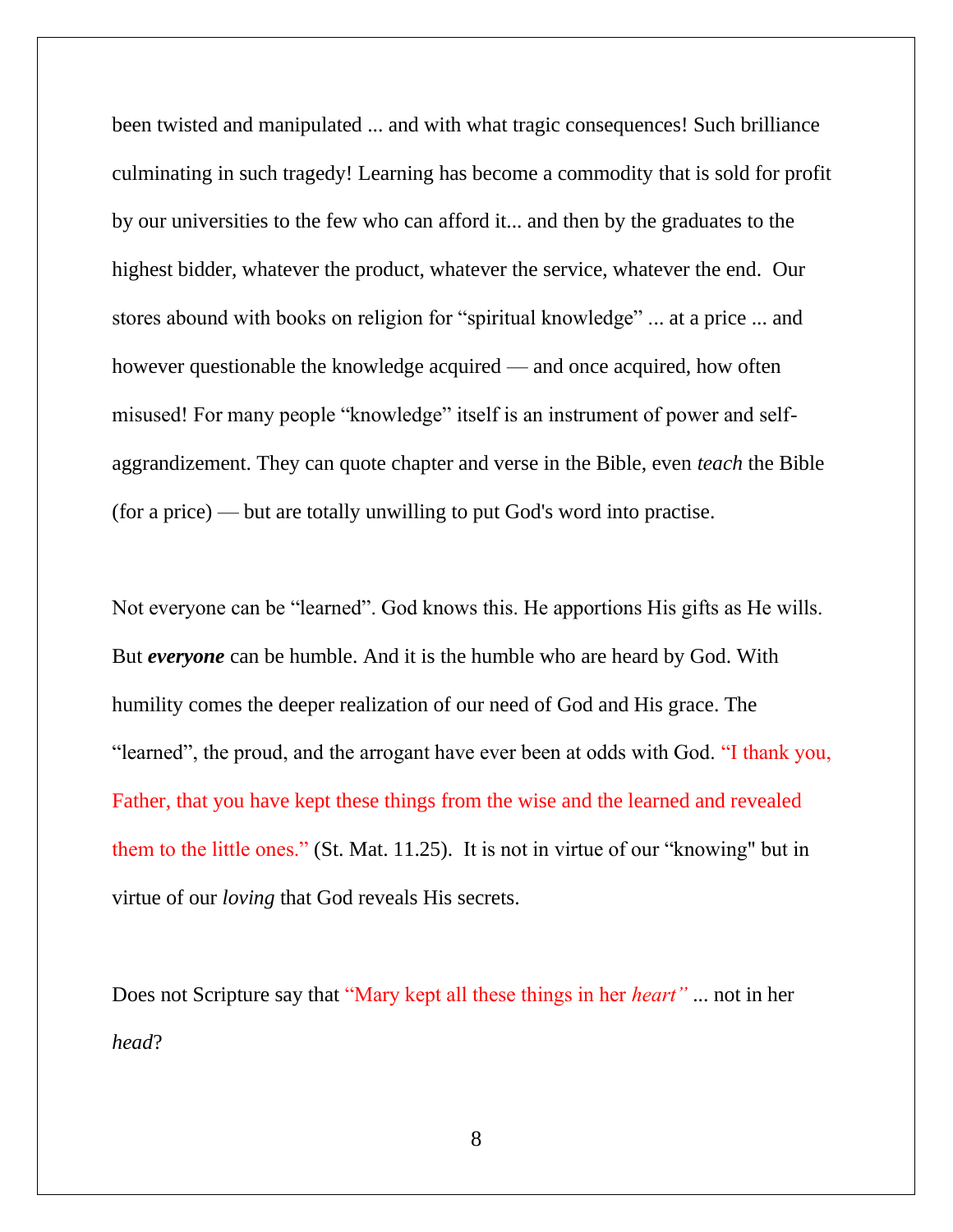been twisted and manipulated ... and with what tragic consequences! Such brilliance culminating in such tragedy! Learning has become a commodity that is sold for profit by our universities to the few who can afford it... and then by the graduates to the highest bidder, whatever the product, whatever the service, whatever the end. Our stores abound with books on religion for "spiritual knowledge" ... at a price ... and however questionable the knowledge acquired — and once acquired, how often misused! For many people "knowledge" itself is an instrument of power and self-aggrandizement. They can quote chapter and verse in the Bible, even *teach* the Bible (for a price) — but are totally unwilling to put God's word into practise.

Not everyone can be "learned". God knows this. He apportions His gifts as He wills. But ***everyone*** can be humble. And it is the humble who are heard by God. With humility comes the deeper realization of our need of God and His grace. The "learned", the proud, and the arrogant have ever been at odds with God. "I thank you, Father, that you have kept these things from the wise and the learned and revealed them to the little ones." (St. Mat. 11.25). It is not in virtue of our "knowing" but in virtue of our *loving* that God reveals His secrets.

Does not Scripture say that "Mary kept all these things in her *heart*" ... not in her *head*?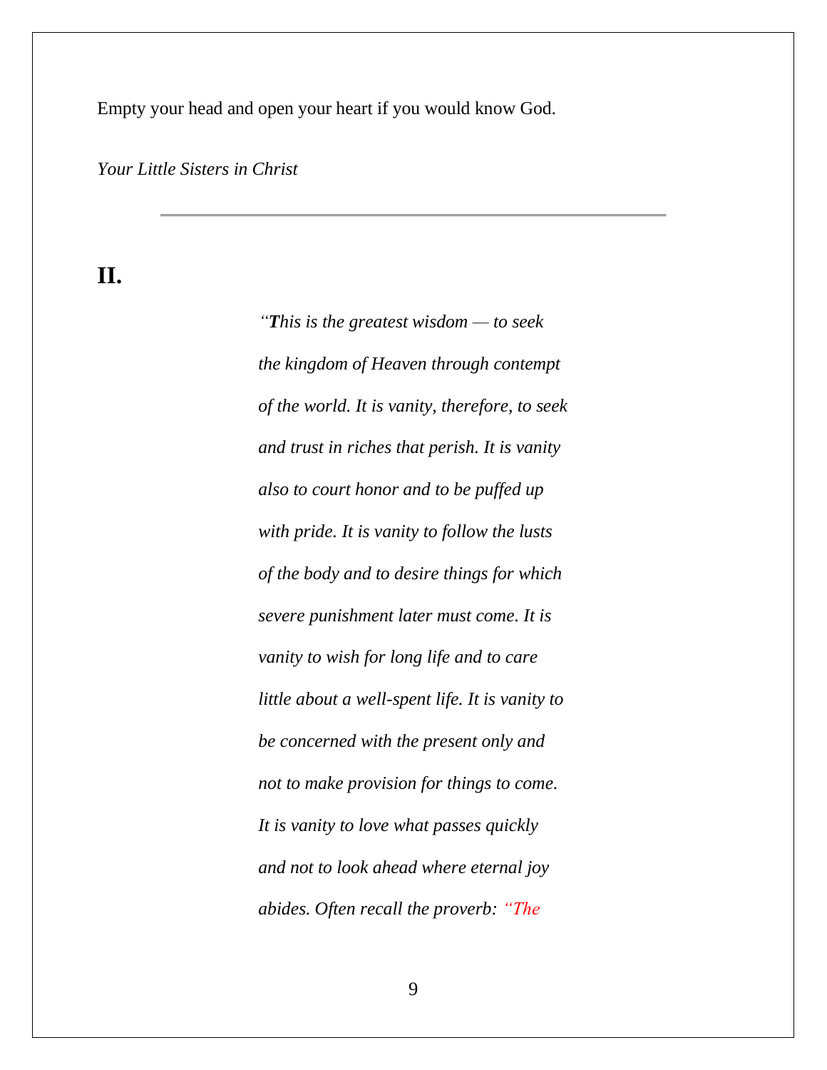Empty your head and open your heart if you would know God.

*Your Little Sisters in Christ*

---

## II.

*"**T**his is the greatest wisdom — to seek the kingdom of Heaven through contempt of the world. It is vanity, therefore, to seek and trust in riches that perish. It is vanity also to court honor and to be puffed up with pride. It is vanity to follow the lusts of the body and to desire things for which severe punishment later must come. It is vanity to wish for long life and to care little about a well-spent life. It is vanity to be concerned with the present only and not to make provision for things to come. It is vanity to love what passes quickly and not to look ahead where eternal joy abides. Often recall the proverb: "The*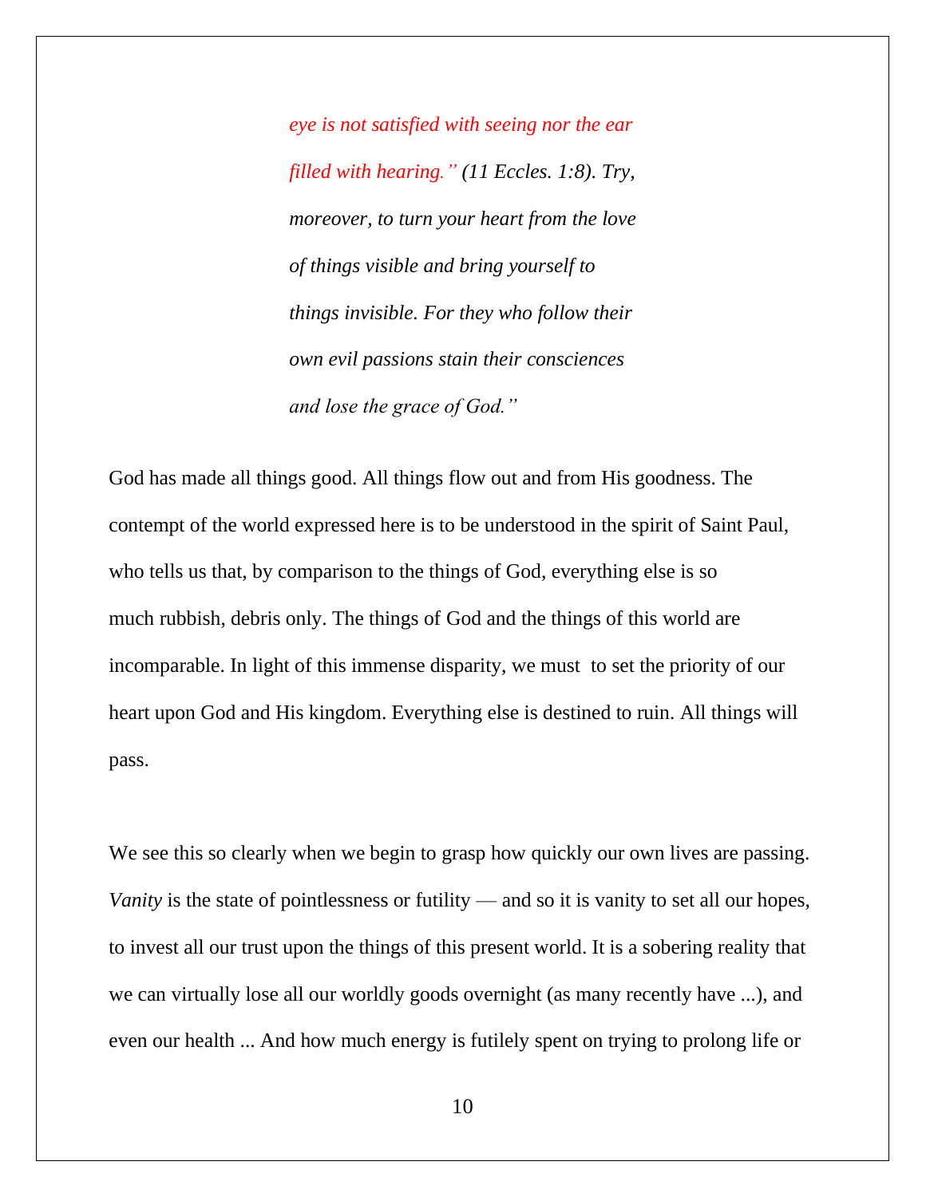> *eye is not satisfied with seeing nor the ear filled with hearing." (11 Eccles. 1:8). Try, moreover, to turn your heart from the love of things visible and bring yourself to things invisible. For they who follow their own evil passions stain their consciences and lose the grace of God."*

God has made all things good. All things flow out and from His goodness. The contempt of the world expressed here is to be understood in the spirit of Saint Paul, who tells us that, by comparison to the things of God, everything else is so much rubbish, debris only. The things of God and the things of this world are incomparable. In light of this immense disparity, we must  to set the priority of our heart upon God and His kingdom. Everything else is destined to ruin. All things will pass.

We see this so clearly when we begin to grasp how quickly our own lives are passing. *Vanity* is the state of pointlessness or futility — and so it is vanity to set all our hopes, to invest all our trust upon the things of this present world. It is a sobering reality that we can virtually lose all our worldly goods overnight (as many recently have ...), and even our health ... And how much energy is futilely spent on trying to prolong life or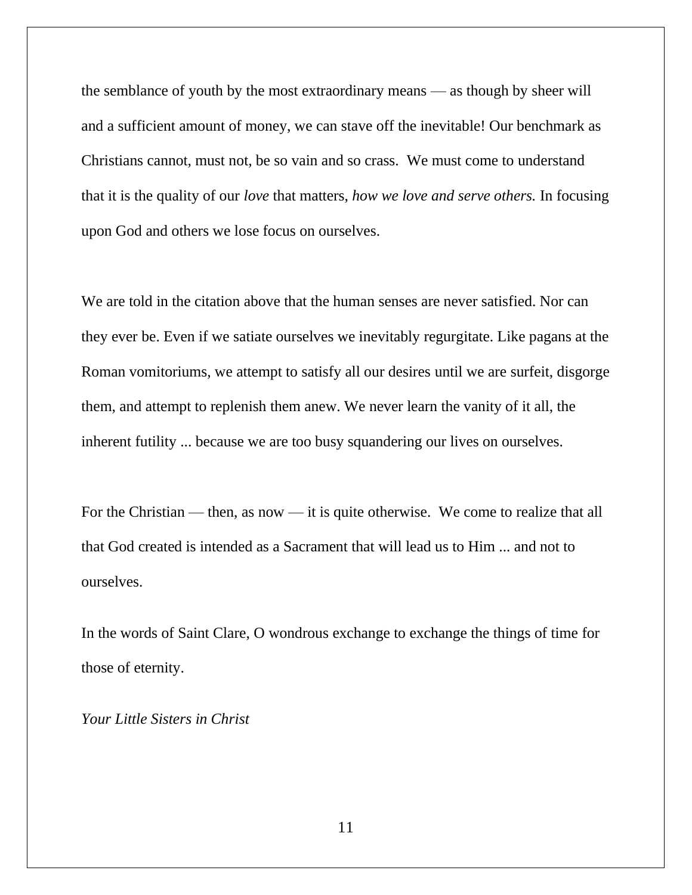the semblance of youth by the most extraordinary means — as though by sheer will and a sufficient amount of money, we can stave off the inevitable! Our benchmark as Christians cannot, must not, be so vain and so crass. We must come to understand that it is the quality of our *love* that matters, *how we love and serve others.* In focusing upon God and others we lose focus on ourselves.

We are told in the citation above that the human senses are never satisfied. Nor can they ever be. Even if we satiate ourselves we inevitably regurgitate. Like pagans at the Roman vomitoriums, we attempt to satisfy all our desires until we are surfeit, disgorge them, and attempt to replenish them anew. We never learn the vanity of it all, the inherent futility ... because we are too busy squandering our lives on ourselves.

For the Christian — then, as now — it is quite otherwise. We come to realize that all that God created is intended as a Sacrament that will lead us to Him ... and not to ourselves.

In the words of Saint Clare, O wondrous exchange to exchange the things of time for those of eternity.

*Your Little Sisters in Christ*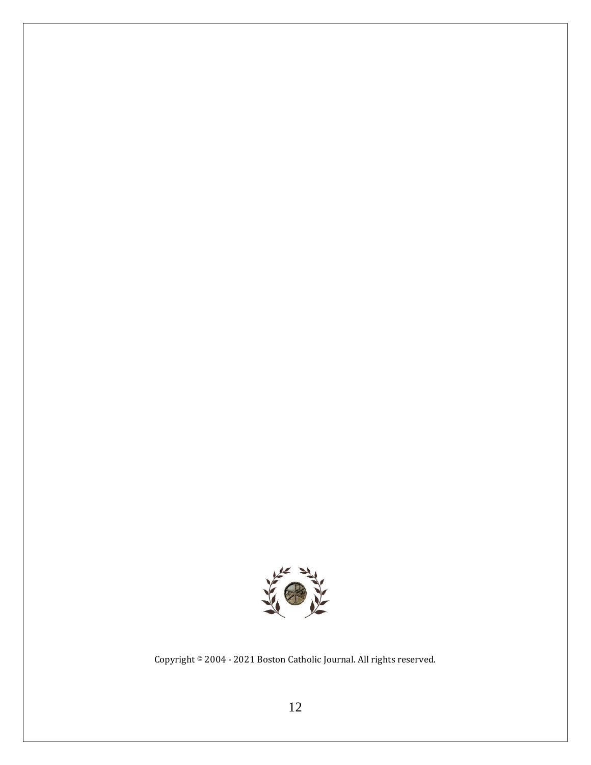Copyright © 2004 - 2021 Boston Catholic Journal. All rights reserved.